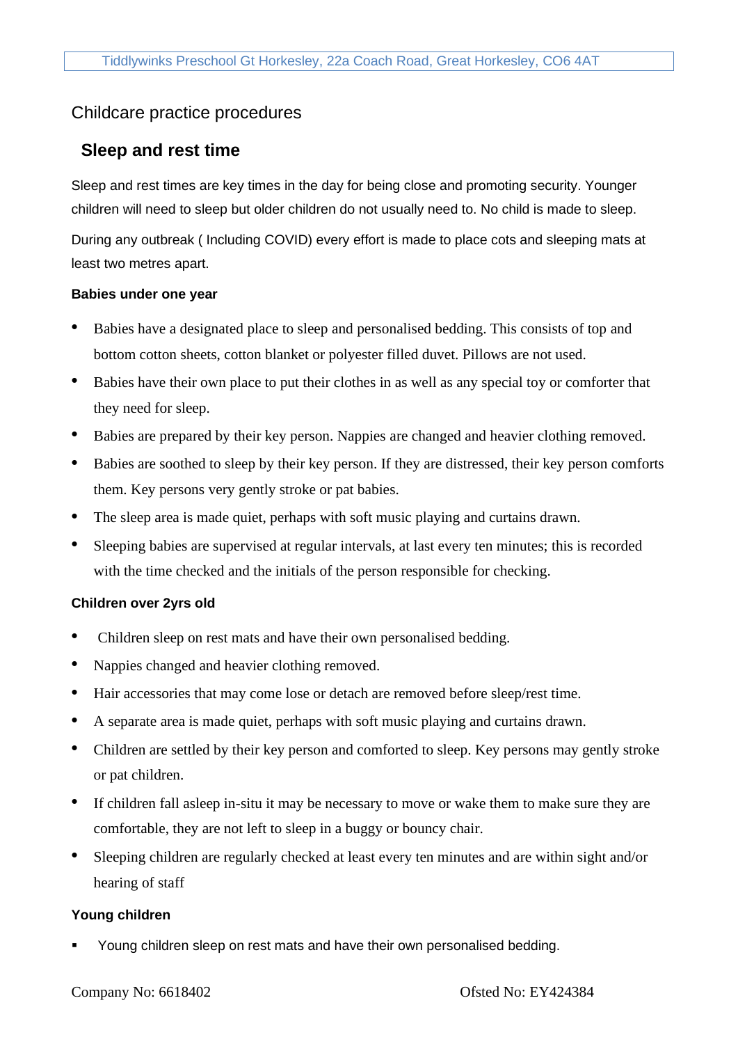Childcare practice procedures

## Sleep and rest time

Sleep and rest times are key times in the day for being close and promoting security. Younger children will need to sleep but older children do not usually need to. No child is made to sleep.

During any outbreak ( Including COVID) every effort is made to place cots and sleeping mats at least two metres apart.

**Babies under one year**

- Babies have a designated place to sleep and personalised bedding. This consists of top and bottom cotton sheets, cotton blanket or polyester filled duvet. Pillows are not used.
- Babies have their own place to put their clothes in as well as any special toy or comforter that they need for sleep.
- Babies are prepared by their key person. Nappies are changed and heavier clothing removed.
- Babies are soothed to sleep by their key person. If they are distressed, their key person comforts them. Key persons very gently stroke or pat babies.
- The sleep area is made quiet, perhaps with soft music playing and curtains drawn.
- Sleeping babies are supervised at regular intervals, at last every ten minutes; this is recorded with the time checked and the initials of the person responsible for checking.

**Children over 2yrs old**

- Children sleep on rest mats and have their own personalised bedding.
- Nappies changed and heavier clothing removed.
- Hair accessories that may come lose or detach are removed before sleep/rest time.
- A separate area is made quiet, perhaps with soft music playing and curtains drawn.
- Children are settled by their key person and comforted to sleep. Key persons may gently stroke or pat children.
- If children fall asleep in-situ it may be necessary to move or wake them to make sure they are comfortable, they are not left to sleep in a buggy or bouncy chair.
- Sleeping children are regularly checked at least every ten minutes and are within sight and/or hearing of staff

**Young children**

- Young children sleep on rest mats and have their own personalised bedding.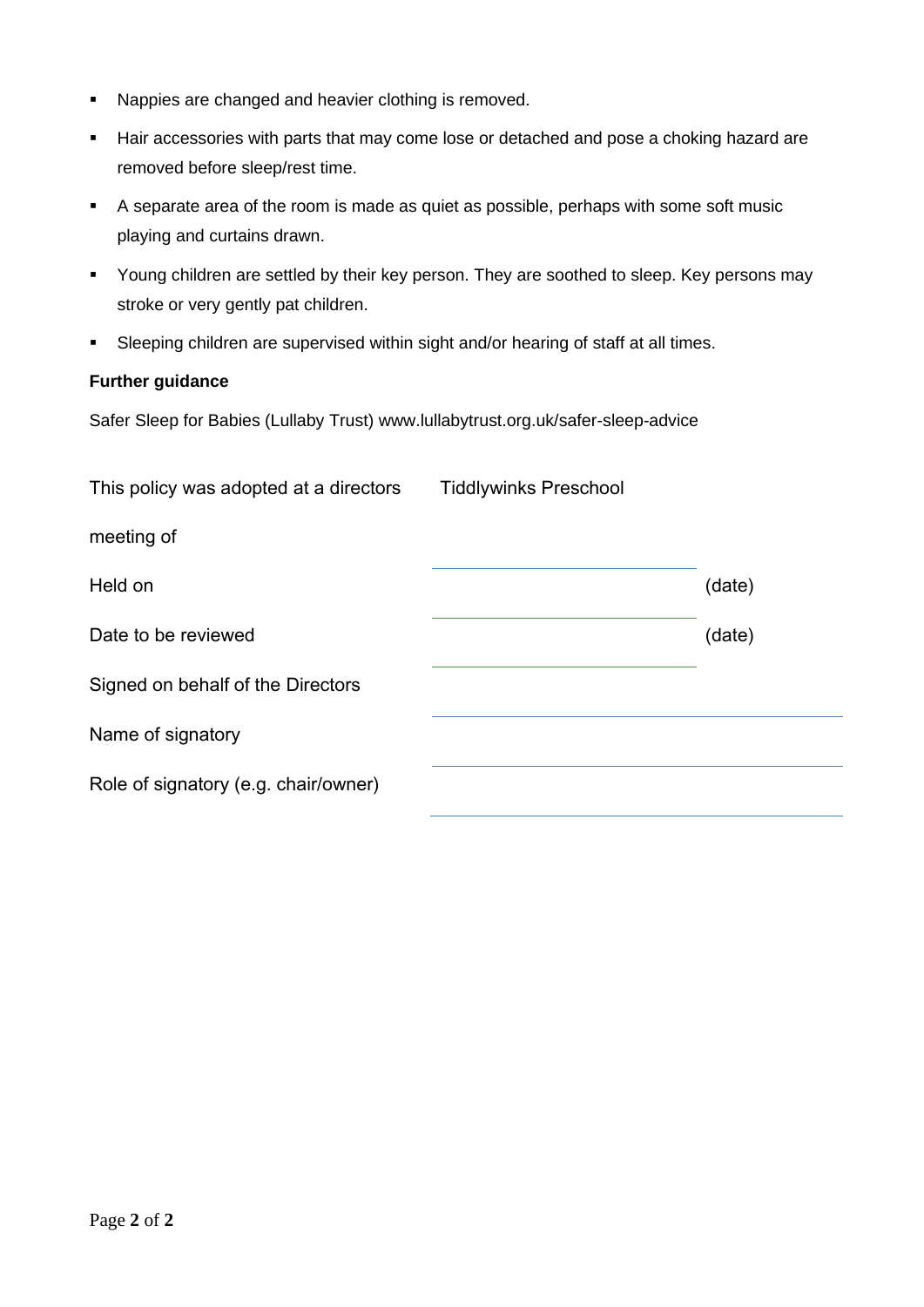- Nappies are changed and heavier clothing is removed.
- Hair accessories with parts that may come lose or detached and pose a choking hazard are removed before sleep/rest time.
- A separate area of the room is made as quiet as possible, perhaps with some soft music playing and curtains drawn.
- Young children are settled by their key person. They are soothed to sleep. Key persons may stroke or very gently pat children.
- Sleeping children are supervised within sight and/or hearing of staff at all times.

**Further guidance**

Safer Sleep for Babies (Lullaby Trust) www.lullabytrust.org.uk/safer-sleep-advice

| | | |
|---|---|---|
| This policy was adopted at a directors meeting of | Tiddlywinks Preschool | |
| Held on | | (date) |
| Date to be reviewed | | (date) |
| Signed on behalf of the Directors | | |
| Name of signatory | | |
| Role of signatory (e.g. chair/owner) | | |